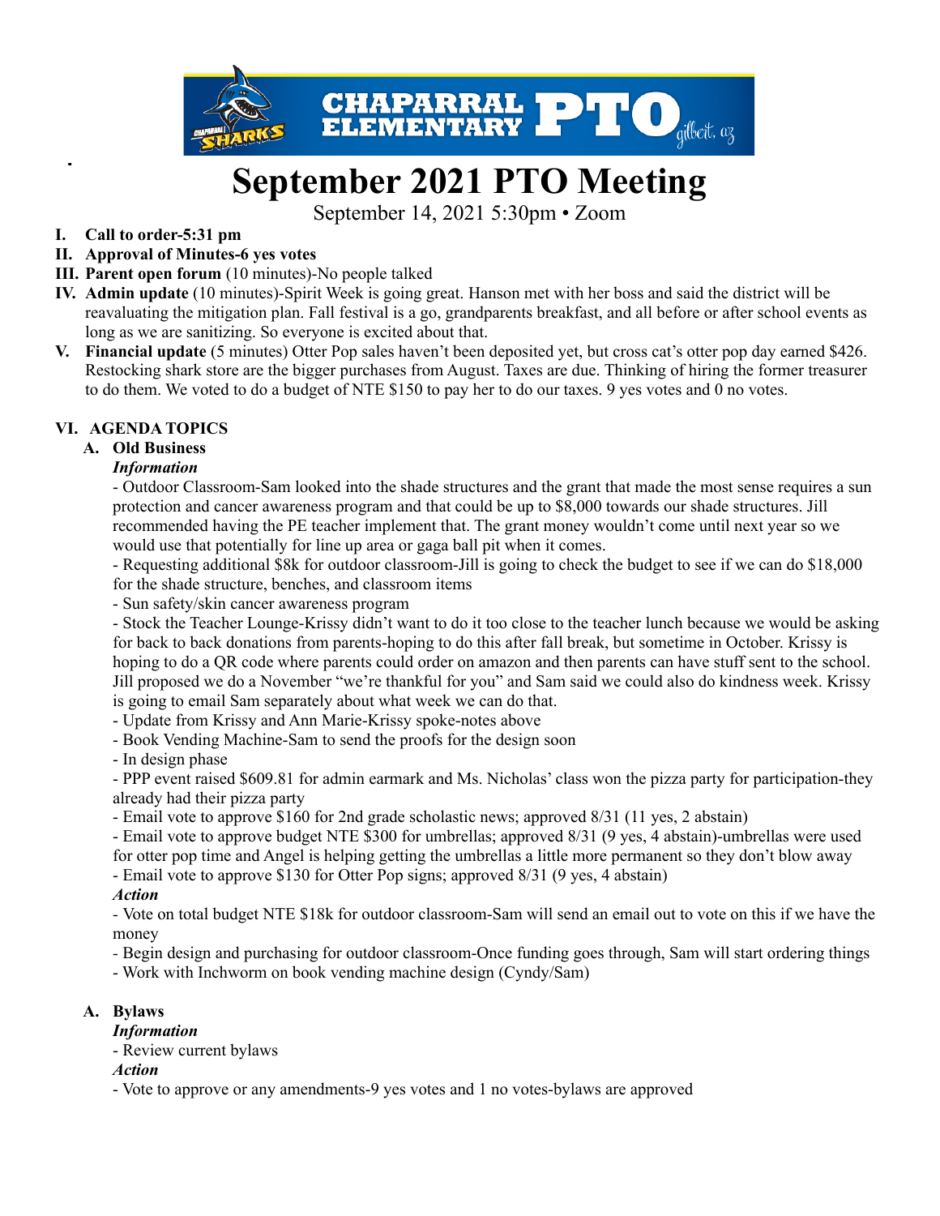# September 2021 PTO Meeting

September 14, 2021 5:30pm • Zoom

**I. Call to order-5:31 pm**

**II. Approval of Minutes-6 yes votes**

**III. Parent open forum** (10 minutes)-No people talked

**IV. Admin update** (10 minutes)-Spirit Week is going great. Hanson met with her boss and said the district will be reavaluating the mitigation plan. Fall festival is a go, grandparents breakfast, and all before or after school events as long as we are sanitizing. So everyone is excited about that.

**V. Financial update** (5 minutes) Otter Pop sales haven't been deposited yet, but cross cat's otter pop day earned $426. Restocking shark store are the bigger purchases from August. Taxes are due. Thinking of hiring the former treasurer to do them. We voted to do a budget of NTE $150 to pay her to do our taxes. 9 yes votes and 0 no votes.

## VI. AGENDA TOPICS

### A. Old Business

***Information***

- Outdoor Classroom-Sam looked into the shade structures and the grant that made the most sense requires a sun protection and cancer awareness program and that could be up to $8,000 towards our shade structures. Jill recommended having the PE teacher implement that. The grant money wouldn't come until next year so we would use that potentially for line up area or gaga ball pit when it comes.
- Requesting additional $8k for outdoor classroom-Jill is going to check the budget to see if we can do $18,000 for the shade structure, benches, and classroom items
- Sun safety/skin cancer awareness program
- Stock the Teacher Lounge-Krissy didn't want to do it too close to the teacher lunch because we would be asking for back to back donations from parents-hoping to do this after fall break, but sometime in October. Krissy is hoping to do a QR code where parents could order on amazon and then parents can have stuff sent to the school. Jill proposed we do a November "we're thankful for you" and Sam said we could also do kindness week. Krissy is going to email Sam separately about what week we can do that.
- Update from Krissy and Ann Marie-Krissy spoke-notes above
- Book Vending Machine-Sam to send the proofs for the design soon
- In design phase
- PPP event raised $609.81 for admin earmark and Ms. Nicholas' class won the pizza party for participation-they already had their pizza party
- Email vote to approve $160 for 2nd grade scholastic news; approved 8/31 (11 yes, 2 abstain)
- Email vote to approve budget NTE $300 for umbrellas; approved 8/31 (9 yes, 4 abstain)-umbrellas were used for otter pop time and Angel is helping getting the umbrellas a little more permanent so they don't blow away
- Email vote to approve $130 for Otter Pop signs; approved 8/31 (9 yes, 4 abstain)

***Action***

- Vote on total budget NTE $18k for outdoor classroom-Sam will send an email out to vote on this if we have the money
- Begin design and purchasing for outdoor classroom-Once funding goes through, Sam will start ordering things
- Work with Inchworm on book vending machine design (Cyndy/Sam)

### A. Bylaws

***Information***

- Review current bylaws

***Action***

- Vote to approve or any amendments-9 yes votes and 1 no votes-bylaws are approved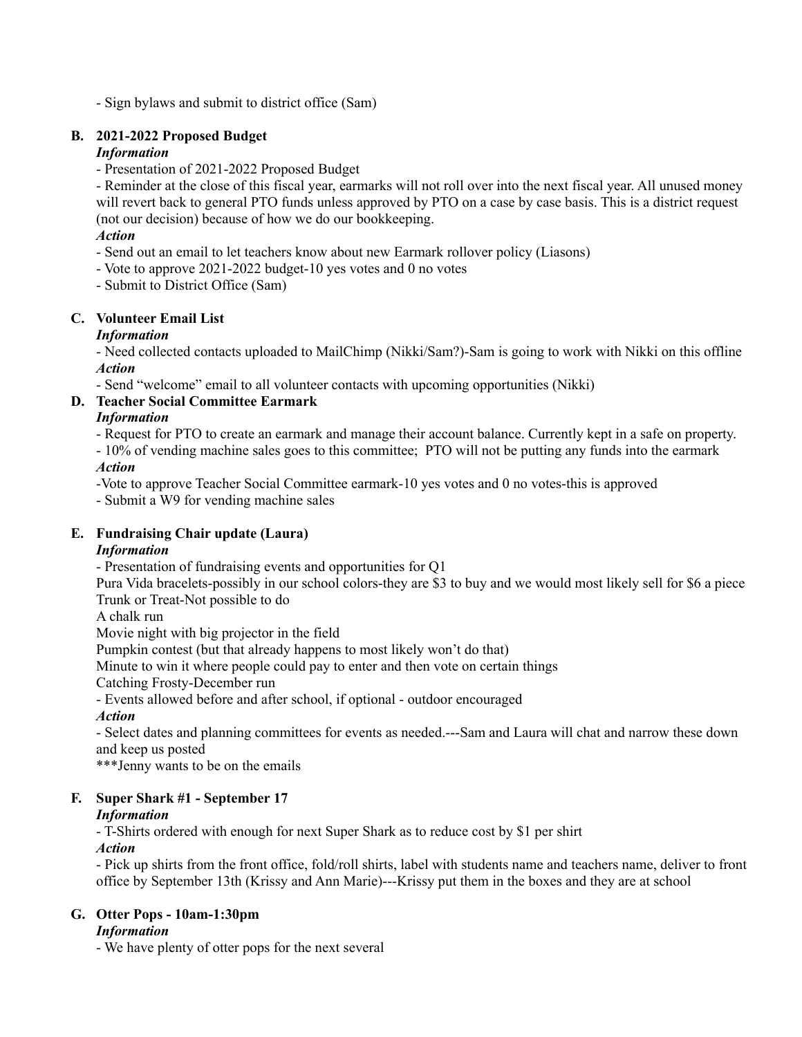- Sign bylaws and submit to district office (Sam)

**B. 2021-2022 Proposed Budget**

***Information***

- Presentation of 2021-2022 Proposed Budget
- Reminder at the close of this fiscal year, earmarks will not roll over into the next fiscal year. All unused money will revert back to general PTO funds unless approved by PTO on a case by case basis. This is a district request (not our decision) because of how we do our bookkeeping.

***Action***

- Send out an email to let teachers know about new Earmark rollover policy (Liasons)
- Vote to approve 2021-2022 budget-10 yes votes and 0 no votes
- Submit to District Office (Sam)

**C. Volunteer Email List**

***Information***

- Need collected contacts uploaded to MailChimp (Nikki/Sam?)-Sam is going to work with Nikki on this offline

***Action***

- Send "welcome" email to all volunteer contacts with upcoming opportunities (Nikki)

**D. Teacher Social Committee Earmark**

***Information***

- Request for PTO to create an earmark and manage their account balance. Currently kept in a safe on property.
- 10% of vending machine sales goes to this committee; PTO will not be putting any funds into the earmark

***Action***

-Vote to approve Teacher Social Committee earmark-10 yes votes and 0 no votes-this is approved
- Submit a W9 for vending machine sales

**E. Fundraising Chair update (Laura)**

***Information***

- Presentation of fundraising events and opportunities for Q1

Pura Vida bracelets-possibly in our school colors-they are $3 to buy and we would most likely sell for $6 a piece
Trunk or Treat-Not possible to do
A chalk run
Movie night with big projector in the field
Pumpkin contest (but that already happens to most likely won't do that)
Minute to win it where people could pay to enter and then vote on certain things
Catching Frosty-December run

- Events allowed before and after school, if optional - outdoor encouraged

***Action***

- Select dates and planning committees for events as needed.---Sam and Laura will chat and narrow these down and keep us posted

***Jenny wants to be on the emails

**F. Super Shark #1 - September 17**

***Information***

- T-Shirts ordered with enough for next Super Shark as to reduce cost by $1 per shirt

***Action***

- Pick up shirts from the front office, fold/roll shirts, label with students name and teachers name, deliver to front office by September 13th (Krissy and Ann Marie)---Krissy put them in the boxes and they are at school

**G. Otter Pops - 10am-1:30pm**

***Information***

- We have plenty of otter pops for the next several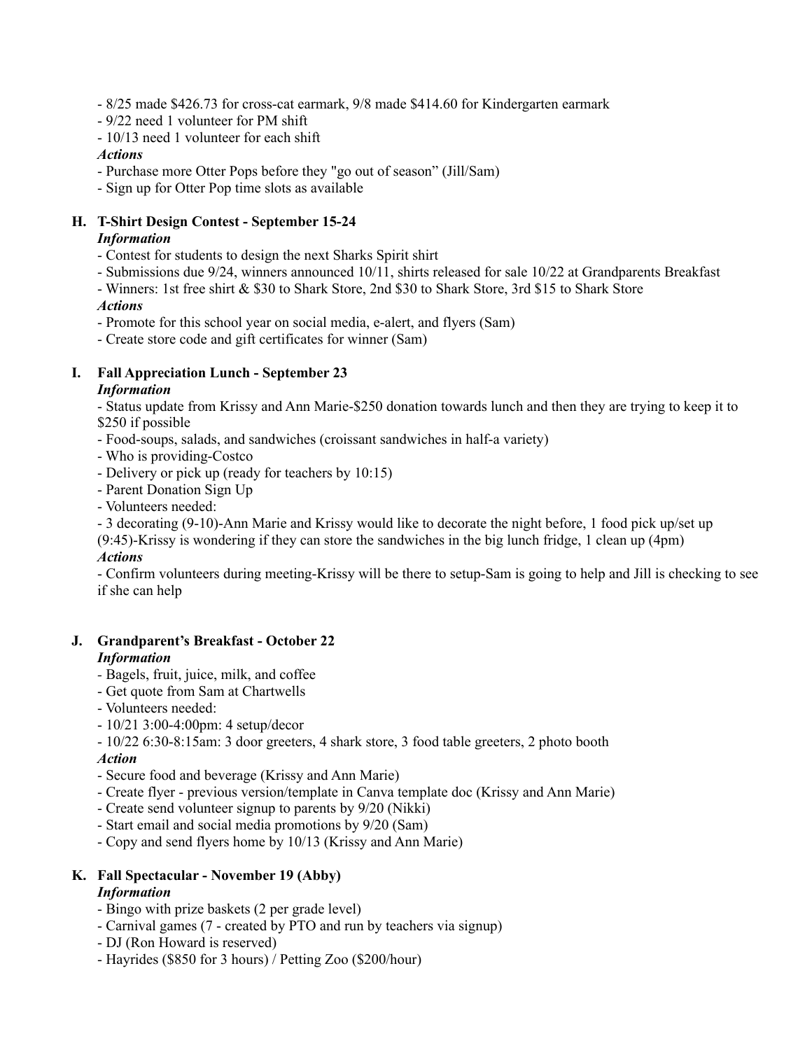- 8/25 made $426.73 for cross-cat earmark, 9/8 made $414.60 for Kindergarten earmark
- 9/22 need 1 volunteer for PM shift
- 10/13 need 1 volunteer for each shift

***Actions***

- Purchase more Otter Pops before they "go out of season" (Jill/Sam)
- Sign up for Otter Pop time slots as available

### H. T-Shirt Design Contest - September 15-24

***Information***

- Contest for students to design the next Sharks Spirit shirt
- Submissions due 9/24, winners announced 10/11, shirts released for sale 10/22 at Grandparents Breakfast
- Winners: 1st free shirt & $30 to Shark Store, 2nd $30 to Shark Store, 3rd $15 to Shark Store

***Actions***

- Promote for this school year on social media, e-alert, and flyers (Sam)
- Create store code and gift certificates for winner (Sam)

### I. Fall Appreciation Lunch - September 23

***Information***

- Status update from Krissy and Ann Marie-$250 donation towards lunch and then they are trying to keep it to $250 if possible
- Food-soups, salads, and sandwiches (croissant sandwiches in half-a variety)
- Who is providing-Costco
- Delivery or pick up (ready for teachers by 10:15)
- Parent Donation Sign Up
- Volunteers needed:
- 3 decorating (9-10)-Ann Marie and Krissy would like to decorate the night before, 1 food pick up/set up (9:45)-Krissy is wondering if they can store the sandwiches in the big lunch fridge, 1 clean up (4pm)

***Actions***

- Confirm volunteers during meeting-Krissy will be there to setup-Sam is going to help and Jill is checking to see if she can help

### J. Grandparent's Breakfast - October 22

***Information***

- Bagels, fruit, juice, milk, and coffee
- Get quote from Sam at Chartwells
- Volunteers needed:
- 10/21 3:00-4:00pm: 4 setup/decor
- 10/22 6:30-8:15am: 3 door greeters, 4 shark store, 3 food table greeters, 2 photo booth

***Action***

- Secure food and beverage (Krissy and Ann Marie)
- Create flyer - previous version/template in Canva template doc (Krissy and Ann Marie)
- Create send volunteer signup to parents by 9/20 (Nikki)
- Start email and social media promotions by 9/20 (Sam)
- Copy and send flyers home by 10/13 (Krissy and Ann Marie)

### K. Fall Spectacular - November 19 (Abby)

***Information***

- Bingo with prize baskets (2 per grade level)
- Carnival games (7 - created by PTO and run by teachers via signup)
- DJ (Ron Howard is reserved)
- Hayrides ($850 for 3 hours) / Petting Zoo ($200/hour)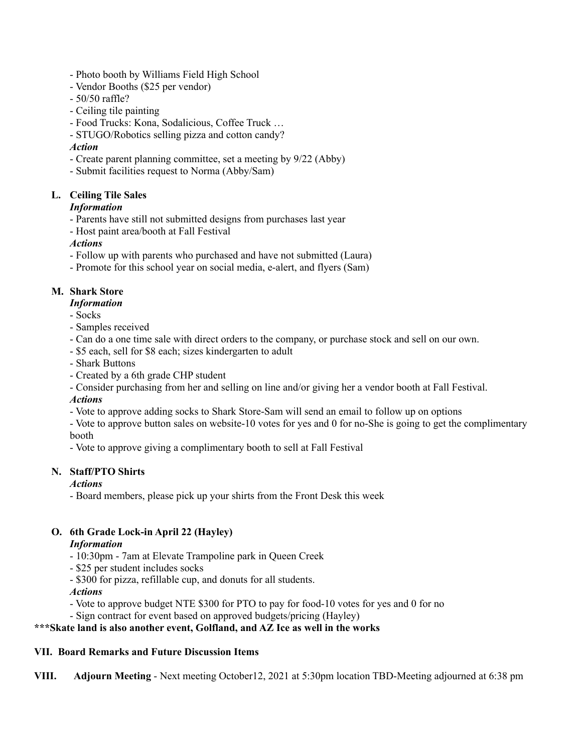- Photo booth by Williams Field High School
- Vendor Booths ($25 per vendor)
- 50/50 raffle?
- Ceiling tile painting
- Food Trucks: Kona, Sodalicious, Coffee Truck …
- STUGO/Robotics selling pizza and cotton candy?

***Action***

- Create parent planning committee, set a meeting by 9/22 (Abby)
- Submit facilities request to Norma (Abby/Sam)

**L. Ceiling Tile Sales**

***Information***

- Parents have still not submitted designs from purchases last year
- Host paint area/booth at Fall Festival

***Actions***

- Follow up with parents who purchased and have not submitted (Laura)
- Promote for this school year on social media, e-alert, and flyers (Sam)

**M. Shark Store**

***Information***

- Socks
- Samples received
- Can do a one time sale with direct orders to the company, or purchase stock and sell on our own.
- $5 each, sell for $8 each; sizes kindergarten to adult
- Shark Buttons
- Created by a 6th grade CHP student
- Consider purchasing from her and selling on line and/or giving her a vendor booth at Fall Festival.

***Actions***

- Vote to approve adding socks to Shark Store-Sam will send an email to follow up on options
- Vote to approve button sales on website-10 votes for yes and 0 for no-She is going to get the complimentary booth
- Vote to approve giving a complimentary booth to sell at Fall Festival

**N. Staff/PTO Shirts**

***Actions***

- Board members, please pick up your shirts from the Front Desk this week

**O. 6th Grade Lock-in April 22 (Hayley)**

***Information***

- 10:30pm - 7am at Elevate Trampoline park in Queen Creek
- $25 per student includes socks
- $300 for pizza, refillable cup, and donuts for all students.

***Actions***

- Vote to approve budget NTE $300 for PTO to pay for food-10 votes for yes and 0 for no
- Sign contract for event based on approved budgets/pricing (Hayley)

**\*\*\*Skate land is also another event, Golfland, and AZ Ice as well in the works**

**VII. Board Remarks and Future Discussion Items**

**VIII. Adjourn Meeting** - Next meeting October12, 2021 at 5:30pm location TBD-Meeting adjourned at 6:38 pm